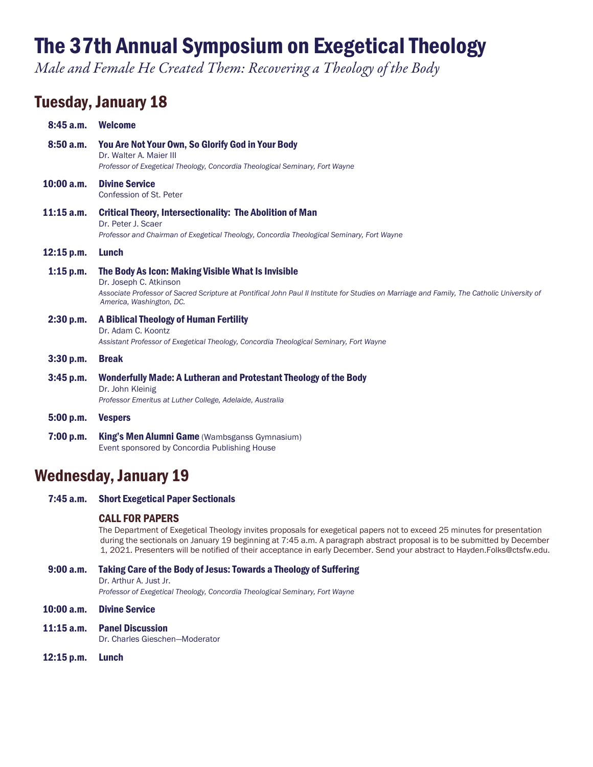# The 37th Annual Symposium on Exegetical Theology

*Male and Female He Created Them: Recovering a Theology of the Body*

## Tuesday, January 18

**8:45 a.m.** **Welcome**

**8:50 a.m.** **You Are Not Your Own, So Glorify God in Your Body**
Dr. Walter A. Maier III
*Professor of Exegetical Theology, Concordia Theological Seminary, Fort Wayne*

**10:00 a.m.** **Divine Service**
Confession of St. Peter

**11:15 a.m.** **Critical Theory, Intersectionality: The Abolition of Man**
Dr. Peter J. Scaer
*Professor and Chairman of Exegetical Theology, Concordia Theological Seminary, Fort Wayne*

**12:15 p.m.** **Lunch**

**1:15 p.m.** **The Body As Icon: Making Visible What Is Invisible**
Dr. Joseph C. Atkinson
*Associate Professor of Sacred Scripture at Pontifical John Paul II Institute for Studies on Marriage and Family, The Catholic University of America, Washington, DC.*

**2:30 p.m.** **A Biblical Theology of Human Fertility**
Dr. Adam C. Koontz
*Assistant Professor of Exegetical Theology, Concordia Theological Seminary, Fort Wayne*

**3:30 p.m.** **Break**

**3:45 p.m.** **Wonderfully Made: A Lutheran and Protestant Theology of the Body**
Dr. John Kleinig
*Professor Emeritus at Luther College, Adelaide, Australia*

**5:00 p.m.** **Vespers**

**7:00 p.m.** **King's Men Alumni Game** (Wambsganss Gymnasium)
Event sponsored by Concordia Publishing House

## Wednesday, January 19

**7:45 a.m.** **Short Exegetical Paper Sectionals**

### CALL FOR PAPERS

The Department of Exegetical Theology invites proposals for exegetical papers not to exceed 25 minutes for presentation during the sectionals on January 19 beginning at 7:45 a.m. A paragraph abstract proposal is to be submitted by December 1, 2021. Presenters will be notified of their acceptance in early December. Send your abstract to Hayden.Folks@ctsfw.edu.

**9:00 a.m.** **Taking Care of the Body of Jesus: Towards a Theology of Suffering**
Dr. Arthur A. Just Jr.
*Professor of Exegetical Theology, Concordia Theological Seminary, Fort Wayne*

**10:00 a.m.** **Divine Service**

**11:15 a.m.** **Panel Discussion**
Dr. Charles Gieschen—Moderator

**12:15 p.m.** **Lunch**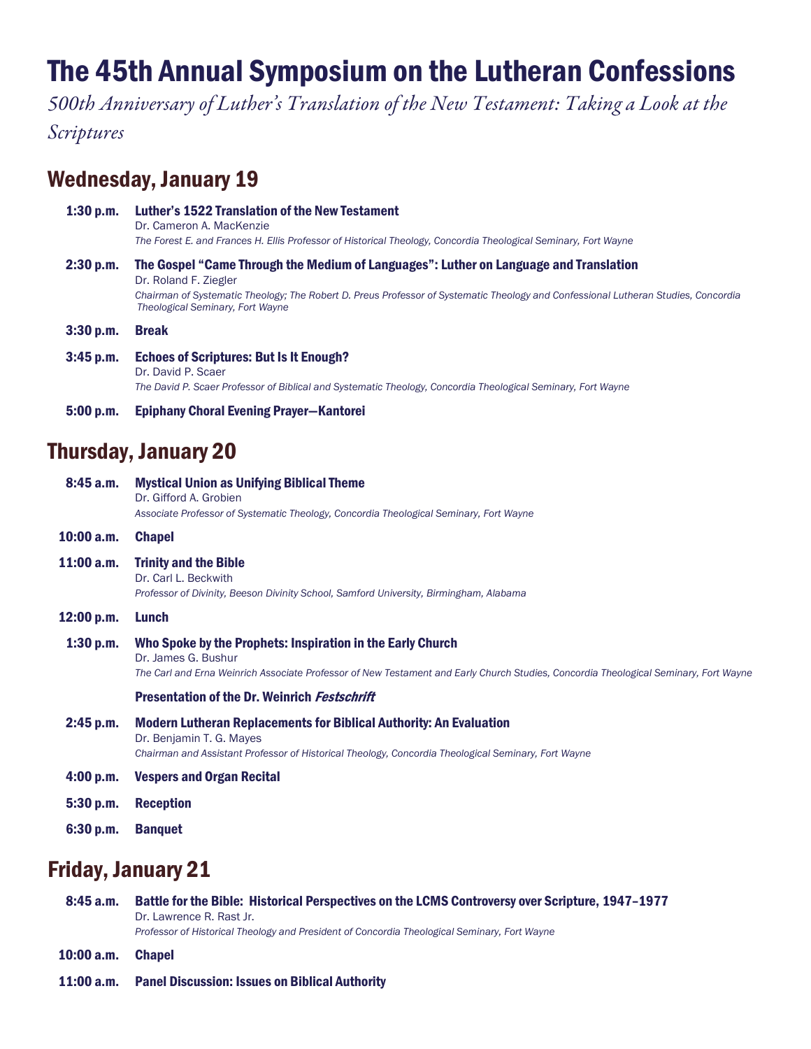# The 45th Annual Symposium on the Lutheran Confessions

*500th Anniversary of Luther's Translation of the New Testament: Taking a Look at the Scriptures*

## Wednesday, January 19

**1:30 p.m.** **Luther's 1522 Translation of the New Testament**
Dr. Cameron A. MacKenzie
*The Forest E. and Frances H. Ellis Professor of Historical Theology, Concordia Theological Seminary, Fort Wayne*

**2:30 p.m.** **The Gospel "Came Through the Medium of Languages": Luther on Language and Translation**
Dr. Roland F. Ziegler
*Chairman of Systematic Theology; The Robert D. Preus Professor of Systematic Theology and Confessional Lutheran Studies, Concordia Theological Seminary, Fort Wayne*

**3:30 p.m.** **Break**

**3:45 p.m.** **Echoes of Scriptures: But Is It Enough?**
Dr. David P. Scaer
*The David P. Scaer Professor of Biblical and Systematic Theology, Concordia Theological Seminary, Fort Wayne*

**5:00 p.m.** **Epiphany Choral Evening Prayer—Kantorei**

## Thursday, January 20

**8:45 a.m.** **Mystical Union as Unifying Biblical Theme**
Dr. Gifford A. Grobien
*Associate Professor of Systematic Theology, Concordia Theological Seminary, Fort Wayne*

**10:00 a.m.** **Chapel**

**11:00 a.m.** **Trinity and the Bible**
Dr. Carl L. Beckwith
*Professor of Divinity, Beeson Divinity School, Samford University, Birmingham, Alabama*

**12:00 p.m.** **Lunch**

**1:30 p.m.** **Who Spoke by the Prophets: Inspiration in the Early Church**
Dr. James G. Bushur
*The Carl and Erna Weinrich Associate Professor of New Testament and Early Church Studies, Concordia Theological Seminary, Fort Wayne*

**Presentation of the Dr. Weinrich *Festschrift***

**2:45 p.m.** **Modern Lutheran Replacements for Biblical Authority: An Evaluation**
Dr. Benjamin T. G. Mayes
*Chairman and Assistant Professor of Historical Theology, Concordia Theological Seminary, Fort Wayne*

**4:00 p.m.** **Vespers and Organ Recital**

**5:30 p.m.** **Reception**

**6:30 p.m.** **Banquet**

## Friday, January 21

**8:45 a.m.** **Battle for the Bible: Historical Perspectives on the LCMS Controversy over Scripture, 1947–1977**
Dr. Lawrence R. Rast Jr.
*Professor of Historical Theology and President of Concordia Theological Seminary, Fort Wayne*

**10:00 a.m.** **Chapel**

**11:00 a.m.** **Panel Discussion: Issues on Biblical Authority**